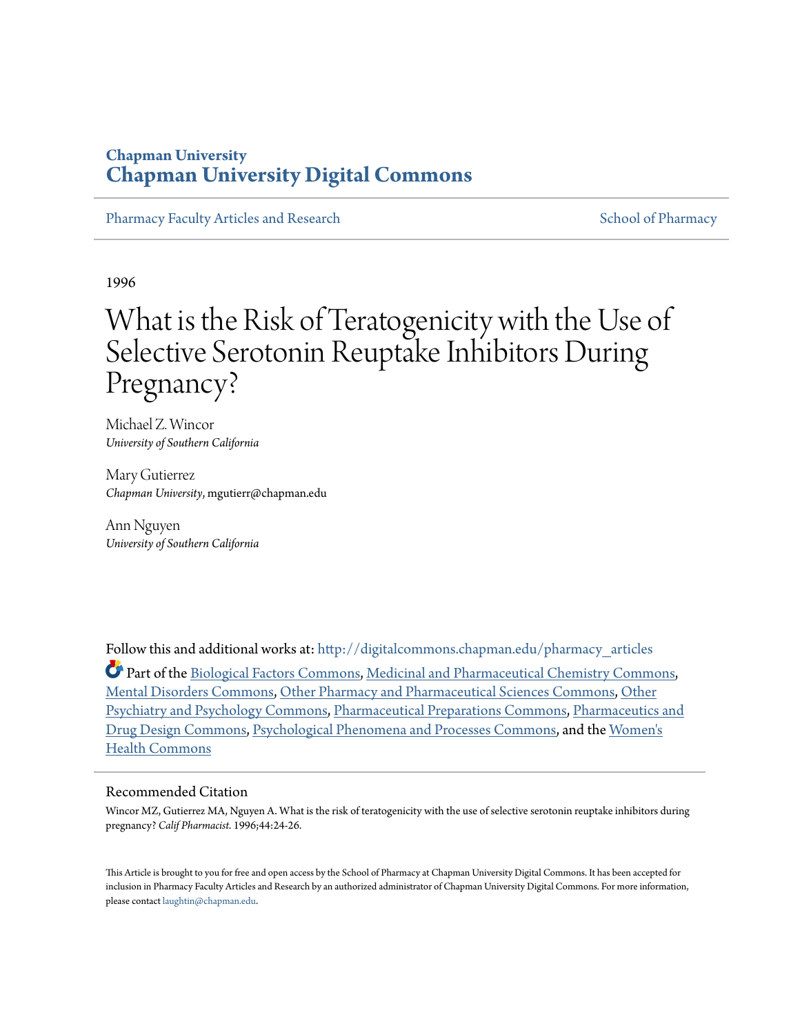**Chapman University**
## Chapman University Digital Commons

Pharmacy Faculty Articles and Research | School of Pharmacy

1996

# What is the Risk of Teratogenicity with the Use of Selective Serotonin Reuptake Inhibitors During Pregnancy?

Michael Z. Wincor
*University of Southern California*

Mary Gutierrez
*Chapman University*, mgutierr@chapman.edu

Ann Nguyen
*University of Southern California*

Follow this and additional works at: http://digitalcommons.chapman.edu/pharmacy_articles

Part of the Biological Factors Commons, Medicinal and Pharmaceutical Chemistry Commons, Mental Disorders Commons, Other Pharmacy and Pharmaceutical Sciences Commons, Other Psychiatry and Psychology Commons, Pharmaceutical Preparations Commons, Pharmaceutics and Drug Design Commons, Psychological Phenomena and Processes Commons, and the Women's Health Commons

### Recommended Citation

Wincor MZ, Gutierrez MA, Nguyen A. What is the risk of teratogenicity with the use of selective serotonin reuptake inhibitors during pregnancy? *Calif Pharmacist.* 1996;44:24-26.

This Article is brought to you for free and open access by the School of Pharmacy at Chapman University Digital Commons. It has been accepted for inclusion in Pharmacy Faculty Articles and Research by an authorized administrator of Chapman University Digital Commons. For more information, please contact laughtin@chapman.edu.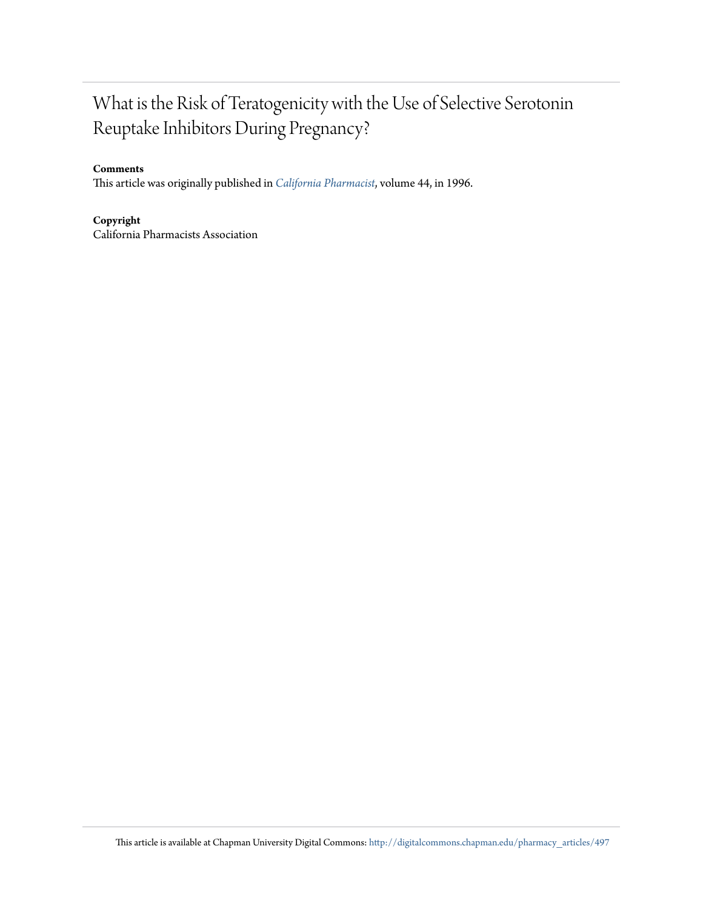# What is the Risk of Teratogenicity with the Use of Selective Serotonin Reuptake Inhibitors During Pregnancy?

**Comments**

This article was originally published in *California Pharmacist*, volume 44, in 1996.

**Copyright**

California Pharmacists Association

This article is available at Chapman University Digital Commons: http://digitalcommons.chapman.edu/pharmacy_articles/497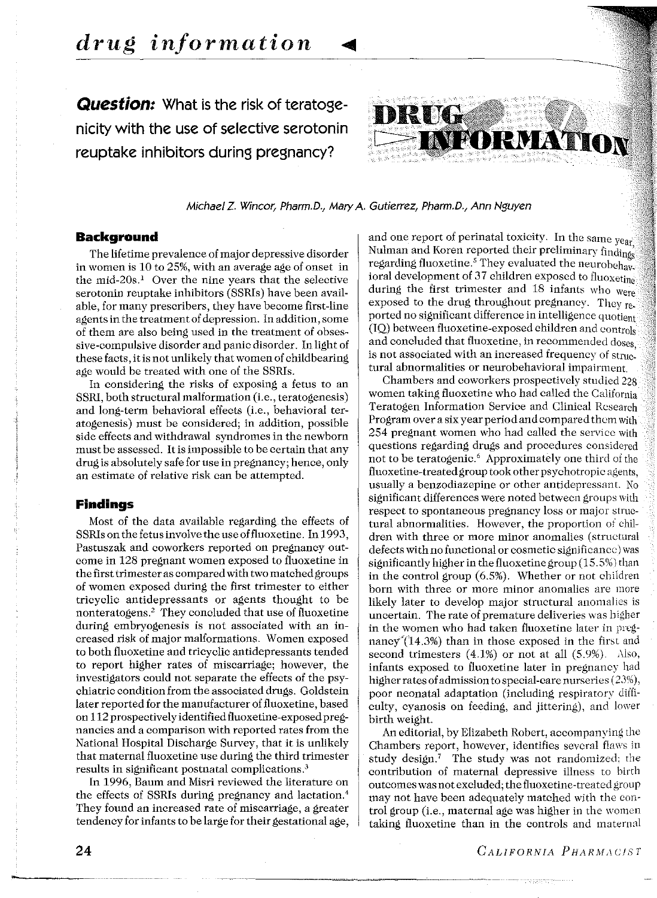# drug information

**Question:** What is the risk of teratogenicity with the use of selective serotonin reuptake inhibitors during pregnancy?

*Michael Z. Wincor, Pharm.D., Mary A. Gutierrez, Pharm.D., Ann Nguyen*

## Background

The lifetime prevalence of major depressive disorder in women is 10 to 25%, with an average age of onset in the mid-20s.[1] Over the nine years that the selective serotonin reuptake inhibitors (SSRIs) have been available, for many prescribers, they have become first-line agents in the treatment of depression. In addition, some of them are also being used in the treatment of obsessive-compulsive disorder and panic disorder. In light of these facts, it is not unlikely that women of childbearing age would be treated with one of the SSRIs.

In considering the risks of exposing a fetus to an SSRI, both structural malformation (i.e., teratogenesis) and long-term behavioral effects (i.e., behavioral teratogenesis) must be considered; in addition, possible side effects and withdrawal syndromes in the newborn must be assessed. It is impossible to be certain that any drug is absolutely safe for use in pregnancy; hence, only an estimate of relative risk can be attempted.

## Findings

Most of the data available regarding the effects of SSRIs on the fetus involve the use of fluoxetine. In 1993, Pastuszak and coworkers reported on pregnancy outcome in 128 pregnant women exposed to fluoxetine in the first trimester as compared with two matched groups of women exposed during the first trimester to either tricyclic antidepressants or agents thought to be nonteratogens.[2] They concluded that use of fluoxetine during embryogenesis is not associated with an increased risk of major malformations. Women exposed to both fluoxetine and tricyclic antidepressants tended to report higher rates of miscarriage; however, the investigators could not separate the effects of the psychiatric condition from the associated drugs. Goldstein later reported for the manufacturer of fluoxetine, based on 112 prospectively identified fluoxetine-exposed pregnancies and a comparison with reported rates from the National Hospital Discharge Survey, that it is unlikely that maternal fluoxetine use during the third trimester results in significant postnatal complications.[3]

In 1996, Baum and Misri reviewed the literature on the effects of SSRIs during pregnancy and lactation.[4] They found an increased rate of miscarriage, a greater tendency for infants to be large for their gestational age, and one report of perinatal toxicity. In the same year, Nulman and Koren reported their preliminary findings regarding fluoxetine.[5] They evaluated the neurobehavioral development of 37 children exposed to fluoxetine during the first trimester and 18 infants who were exposed to the drug throughout pregnancy. They reported no significant difference in intelligence quotient (IQ) between fluoxetine-exposed children and controls and concluded that fluoxetine, in recommended doses, is not associated with an increased frequency of structural abnormalities or neurobehavioral impairment.

Chambers and coworkers prospectively studied 228 women taking fluoxetine who had called the California Teratogen Information Service and Clinical Research Program over a six year period and compared them with 254 pregnant women who had called the service with questions regarding drugs and procedures considered not to be teratogenic.[6] Approximately one third of the fluoxetine-treated group took other psychotropic agents, usually a benzodiazepine or other antidepressant. No significant differences were noted between groups with respect to spontaneous pregnancy loss or major structural abnormalities. However, the proportion of children with three or more minor anomalies (structural defects with no functional or cosmetic significance) was significantly higher in the fluoxetine group (15.5%) than in the control group (6.5%). Whether or not children born with three or more minor anomalies are more likely later to develop major structural anomalies is uncertain. The rate of premature deliveries was higher in the women who had taken fluoxetine later in pregnancy (14.3%) than in those exposed in the first and second trimesters (4.1%) or not at all (5.9%). Also, infants exposed to fluoxetine later in pregnancy had higher rates of admission to special-care nurseries (23%), poor neonatal adaptation (including respiratory difficulty, cyanosis on feeding, and jittering), and lower birth weight.

An editorial, by Elizabeth Robert, accompanying the Chambers report, however, identifies several flaws in study design.[7] The study was not randomized; the contribution of maternal depressive illness to birth outcomes was not excluded; the fluoxetine-treated group may not have been adequately matched with the control group (i.e., maternal age was higher in the women taking fluoxetine than in the controls and maternal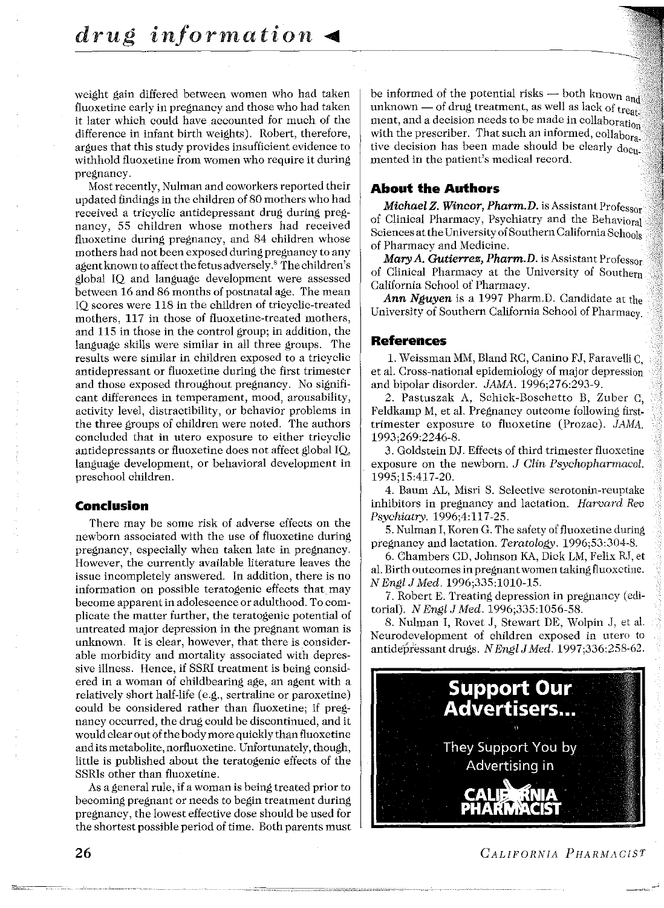weight gain differed between women who had taken fluoxetine early in pregnancy and those who had taken it later which could have accounted for much of the difference in infant birth weights). Robert, therefore, argues that this study provides insufficient evidence to withhold fluoxetine from women who require it during pregnancy.

Most recently, Nulman and coworkers reported their updated findings in the children of 80 mothers who had received a tricyclic antidepressant drug during pregnancy, 55 children whose mothers had received fluoxetine during pregnancy, and 84 children whose mothers had not been exposed during pregnancy to any agent known to affect the fetus adversely.[8] The children's global IQ and language development were assessed between 16 and 86 months of postnatal age. The mean IQ scores were 118 in the children of tricyclic-treated mothers, 117 in those of fluoxetine-treated mothers, and 115 in those in the control group; in addition, the language skills were similar in all three groups. The results were similar in children exposed to a tricyclic antidepressant or fluoxetine during the first trimester and those exposed throughout pregnancy. No significant differences in temperament, mood, arousability, activity level, distractibility, or behavior problems in the three groups of children were noted. The authors concluded that in utero exposure to either tricyclic antidepressants or fluoxetine does not affect global IQ, language development, or behavioral development in preschool children.

## Conclusion

There may be some risk of adverse effects on the newborn associated with the use of fluoxetine during pregnancy, especially when taken late in pregnancy. However, the currently available literature leaves the issue incompletely answered. In addition, there is no information on possible teratogenic effects that may become apparent in adolescence or adulthood. To complicate the matter further, the teratogenic potential of untreated major depression in the pregnant woman is unknown. It is clear, however, that there is considerable morbidity and mortality associated with depressive illness. Hence, if SSRI treatment is being considered in a woman of childbearing age, an agent with a relatively short half-life (e.g., sertraline or paroxetine) could be considered rather than fluoxetine; if pregnancy occurred, the drug could be discontinued, and it would clear out of the body more quickly than fluoxetine and its metabolite, norfluoxetine. Unfortunately, though, little is published about the teratogenic effects of the SSRIs other than fluoxetine.

As a general rule, if a woman is being treated prior to becoming pregnant or needs to begin treatment during pregnancy, the lowest effective dose should be used for the shortest possible period of time. Both parents must be informed of the potential risks — both known and unknown — of drug treatment, as well as lack of treatment, and a decision needs to be made in collaboration with the prescriber. That such an informed, collaborative decision has been made should be clearly documented in the patient's medical record.

## About the Authors

***Michael Z. Wincor, Pharm.D.*** is Assistant Professor of Clinical Pharmacy, Psychiatry and the Behavioral Sciences at the University of Southern California Schools of Pharmacy and Medicine.

***Mary A. Gutierrez, Pharm.D.*** is Assistant Professor of Clinical Pharmacy at the University of Southern California School of Pharmacy.

***Ann Nguyen*** is a 1997 Pharm.D. Candidate at the University of Southern California School of Pharmacy.

## References

1. Weissman MM, Bland RC, Canino FJ, Faravelli C, et al. Cross-national epidemiology of major depression and bipolar disorder. *JAMA*. 1996;276:293-9.
2. Pastuszak A, Schick-Boschetto B, Zuber C, Feldkamp M, et al. Pregnancy outcome following first-trimester exposure to fluoxetine (Prozac). *JAMA*. 1993;269:2246-8.
3. Goldstein DJ. Effects of third trimester fluoxetine exposure on the newborn. *J Clin Psychopharmacol*. 1995;15:417-20.
4. Baum AL, Misri S. Selective serotonin-reuptake inhibitors in pregnancy and lactation. *Harvard Rev Psychiatry*. 1996;4:117-25.
5. Nulman I, Koren G. The safety of fluoxetine during pregnancy and lactation. *Teratology*. 1996;53:304-8.
6. Chambers CD, Johnson KA, Dick LM, Felix RJ, et al. Birth outcomes in pregnant women taking fluoxetine. *N Engl J Med*. 1996;335:1010-15.
7. Robert E. Treating depression in pregnancy (editorial). *N Engl J Med*. 1996;335:1056-58.
8. Nulman I, Rovet J, Stewart DE, Wolpin J, et al. Neurodevelopment of children exposed in utero to antidepressant drugs. *N Engl J Med*. 1997;336:258-62.

**Support Our Advertisers...**

They Support You by Advertising in

CALIFORNIA PHARMACIST